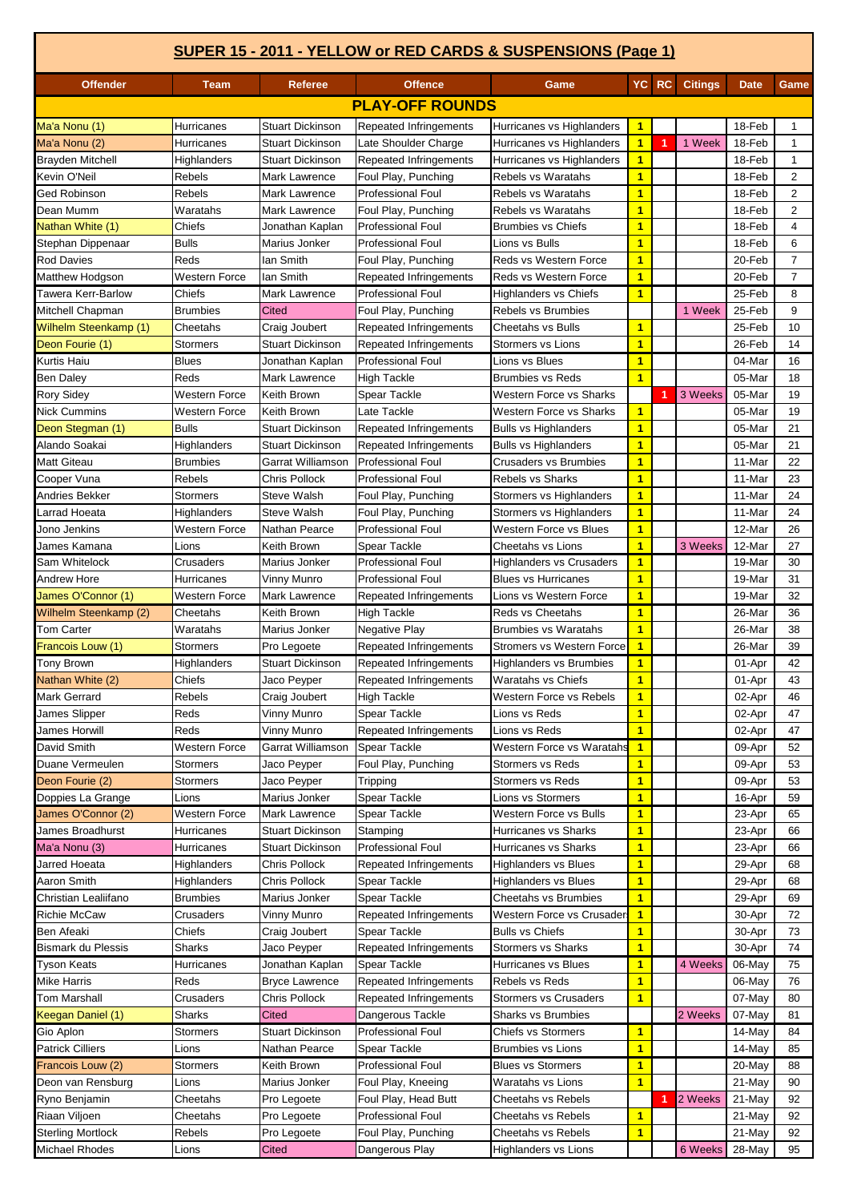# SUPER 15 - 2011 - YELLOW or RED CARDS & SUSPENSIONS (Page 1)

| Offender | Team | Referee | Offence | Game | YC | RC | Citings | Date | Game |
|---|---|---|---|---|---|---|---|---|---|
| **PLAY-OFF ROUNDS** | | | | | | | | | |
| Ma'a Nonu (1) | Hurricanes | Stuart Dickinson | Repeated Infringements | Hurricanes vs Highlanders | 1 | | | 18-Feb | 1 |
| Ma'a Nonu (2) | Hurricanes | Stuart Dickinson | Late Shoulder Charge | Hurricanes vs Highlanders | 1 | 1 | 1 Week | 18-Feb | 1 |
| Brayden Mitchell | Highlanders | Stuart Dickinson | Repeated Infringements | Hurricanes vs Highlanders | 1 | | | 18-Feb | 1 |
| Kevin O'Neil | Rebels | Mark Lawrence | Foul Play, Punching | Rebels vs Waratahs | 1 | | | 18-Feb | 2 |
| Ged Robinson | Rebels | Mark Lawrence | Professional Foul | Rebels vs Waratahs | 1 | | | 18-Feb | 2 |
| Dean Mumm | Waratahs | Mark Lawrence | Foul Play, Punching | Rebels vs Waratahs | 1 | | | 18-Feb | 2 |
| Nathan White (1) | Chiefs | Jonathan Kaplan | Professional Foul | Brumbies vs Chiefs | 1 | | | 18-Feb | 4 |
| Stephan Dippenaar | Bulls | Marius Jonker | Professional Foul | Lions vs Bulls | 1 | | | 18-Feb | 6 |
| Rod Davies | Reds | Ian Smith | Foul Play, Punching | Reds vs Western Force | 1 | | | 20-Feb | 7 |
| Matthew Hodgson | Western Force | Ian Smith | Repeated Infringements | Reds vs Western Force | 1 | | | 20-Feb | 7 |
| Tawera Kerr-Barlow | Chiefs | Mark Lawrence | Professional Foul | Highlanders vs Chiefs | 1 | | | 25-Feb | 8 |
| Mitchell Chapman | Brumbies | Cited | Foul Play, Punching | Rebels vs Brumbies | | | 1 Week | 25-Feb | 9 |
| Wilhelm Steenkamp (1) | Cheetahs | Craig Joubert | Repeated Infringements | Cheetahs vs Bulls | 1 | | | 25-Feb | 10 |
| Deon Fourie (1) | Stormers | Stuart Dickinson | Repeated Infringements | Stormers vs Lions | 1 | | | 26-Feb | 14 |
| Kurtis Haiu | Blues | Jonathan Kaplan | Professional Foul | Lions vs Blues | 1 | | | 04-Mar | 16 |
| Ben Daley | Reds | Mark Lawrence | High Tackle | Brumbies vs Reds | 1 | | | 05-Mar | 18 |
| Rory Sidey | Western Force | Keith Brown | Spear Tackle | Western Force vs Sharks | | 1 | 3 Weeks | 05-Mar | 19 |
| Nick Cummins | Western Force | Keith Brown | Late Tackle | Western Force vs Sharks | 1 | | | 05-Mar | 19 |
| Deon Stegman (1) | Bulls | Stuart Dickinson | Repeated Infringements | Bulls vs Highlanders | 1 | | | 05-Mar | 21 |
| Alando Soakai | Highlanders | Stuart Dickinson | Repeated Infringements | Bulls vs Highlanders | 1 | | | 05-Mar | 21 |
| Matt Giteau | Brumbies | Garrat Williamson | Professional Foul | Crusaders vs Brumbies | 1 | | | 11-Mar | 22 |
| Cooper Vuna | Rebels | Chris Pollock | Professional Foul | Rebels vs Sharks | 1 | | | 11-Mar | 23 |
| Andries Bekker | Stormers | Steve Walsh | Foul Play, Punching | Stormers vs Highlanders | 1 | | | 11-Mar | 24 |
| Larrad Hoeata | Highlanders | Steve Walsh | Foul Play, Punching | Stormers vs Highlanders | 1 | | | 11-Mar | 24 |
| Jono Jenkins | Western Force | Nathan Pearce | Professional Foul | Western Force vs Blues | 1 | | | 12-Mar | 26 |
| James Kamana | Lions | Keith Brown | Spear Tackle | Cheetahs vs Lions | 1 | | 3 Weeks | 12-Mar | 27 |
| Sam Whitelock | Crusaders | Marius Jonker | Professional Foul | Highlanders vs Crusaders | 1 | | | 19-Mar | 30 |
| Andrew Hore | Hurricanes | Vinny Munro | Professional Foul | Blues vs Hurricanes | 1 | | | 19-Mar | 31 |
| James O'Connor (1) | Western Force | Mark Lawrence | Repeated Infringements | Lions vs Western Force | 1 | | | 19-Mar | 32 |
| Wilhelm Steenkamp (2) | Cheetahs | Keith Brown | High Tackle | Reds vs Cheetahs | 1 | | | 26-Mar | 36 |
| Tom Carter | Waratahs | Marius Jonker | Negative Play | Brumbies vs Waratahs | 1 | | | 26-Mar | 38 |
| Francois Louw (1) | Stormers | Pro Legoete | Repeated Infringements | Stromers vs Western Force | 1 | | | 26-Mar | 39 |
| Tony Brown | Highlanders | Stuart Dickinson | Repeated Infringements | Highlanders vs Brumbies | 1 | | | 01-Apr | 42 |
| Nathan White (2) | Chiefs | Jaco Peyper | Repeated Infringements | Waratahs vs Chiefs | 1 | | | 01-Apr | 43 |
| Mark Gerrard | Rebels | Craig Joubert | High Tackle | Western Force vs Rebels | 1 | | | 02-Apr | 46 |
| James Slipper | Reds | Vinny Munro | Spear Tackle | Lions vs Reds | 1 | | | 02-Apr | 47 |
| James Horwill | Reds | Vinny Munro | Repeated Infringements | Lions vs Reds | 1 | | | 02-Apr | 47 |
| David Smith | Western Force | Garrat Williamson | Spear Tackle | Western Force vs Waratahs | 1 | | | 09-Apr | 52 |
| Duane Vermeulen | Stormers | Jaco Peyper | Foul Play, Punching | Stormers vs Reds | 1 | | | 09-Apr | 53 |
| Deon Fourie (2) | Stormers | Jaco Peyper | Tripping | Stormers vs Reds | 1 | | | 09-Apr | 53 |
| Doppies La Grange | Lions | Marius Jonker | Spear Tackle | Lions vs Stormers | 1 | | | 16-Apr | 59 |
| James O'Connor (2) | Western Force | Mark Lawrence | Spear Tackle | Western Force vs Bulls | 1 | | | 23-Apr | 65 |
| James Broadhurst | Hurricanes | Stuart Dickinson | Stamping | Hurricanes vs Sharks | 1 | | | 23-Apr | 66 |
| Ma'a Nonu (3) | Hurricanes | Stuart Dickinson | Professional Foul | Hurricanes vs Sharks | 1 | | | 23-Apr | 66 |
| Jarred Hoeata | Highlanders | Chris Pollock | Repeated Infringements | Highlanders vs Blues | 1 | | | 29-Apr | 68 |
| Aaron Smith | Highlanders | Chris Pollock | Spear Tackle | Highlanders vs Blues | 1 | | | 29-Apr | 68 |
| Christian Lealiifano | Brumbies | Marius Jonker | Spear Tackle | Cheetahs vs Brumbies | 1 | | | 29-Apr | 69 |
| Richie McCaw | Crusaders | Vinny Munro | Repeated Infringements | Western Force vs Crusaders | 1 | | | 30-Apr | 72 |
| Ben Afeaki | Chiefs | Craig Joubert | Spear Tackle | Bulls vs Chiefs | 1 | | | 30-Apr | 73 |
| Bismark du Plessis | Sharks | Jaco Peyper | Repeated Infringements | Stormers vs Sharks | 1 | | | 30-Apr | 74 |
| Tyson Keats | Hurricanes | Jonathan Kaplan | Spear Tackle | Hurricanes vs Blues | 1 | | 4 Weeks | 06-May | 75 |
| Mike Harris | Reds | Bryce Lawrence | Repeated Infringements | Rebels vs Reds | 1 | | | 06-May | 76 |
| Tom Marshall | Crusaders | Chris Pollock | Repeated Infringements | Stormers vs Crusaders | 1 | | | 07-May | 80 |
| Keegan Daniel (1) | Sharks | Cited | Dangerous Tackle | Sharks vs Brumbies | | | 2 Weeks | 07-May | 81 |
| Gio Aplon | Stormers | Stuart Dickinson | Professional Foul | Chiefs vs Stormers | 1 | | | 14-May | 84 |
| Patrick Cilliers | Lions | Nathan Pearce | Spear Tackle | Brumbies vs Lions | 1 | | | 14-May | 85 |
| Francois Louw (2) | Stormers | Keith Brown | Professional Foul | Blues vs Stormers | 1 | | | 20-May | 88 |
| Deon van Rensburg | Lions | Marius Jonker | Foul Play, Kneeing | Waratahs vs Lions | 1 | | | 21-May | 90 |
| Ryno Benjamin | Cheetahs | Pro Legoete | Foul Play, Head Butt | Cheetahs vs Rebels | | 1 | 2 Weeks | 21-May | 92 |
| Riaan Viljoen | Cheetahs | Pro Legoete | Professional Foul | Cheetahs vs Rebels | 1 | | | 21-May | 92 |
| Sterling Mortlock | Rebels | Pro Legoete | Foul Play, Punching | Cheetahs vs Rebels | 1 | | | 21-May | 92 |
| Michael Rhodes | Lions | Cited | Dangerous Play | Highlanders vs Lions | | | 6 Weeks | 28-May | 95 |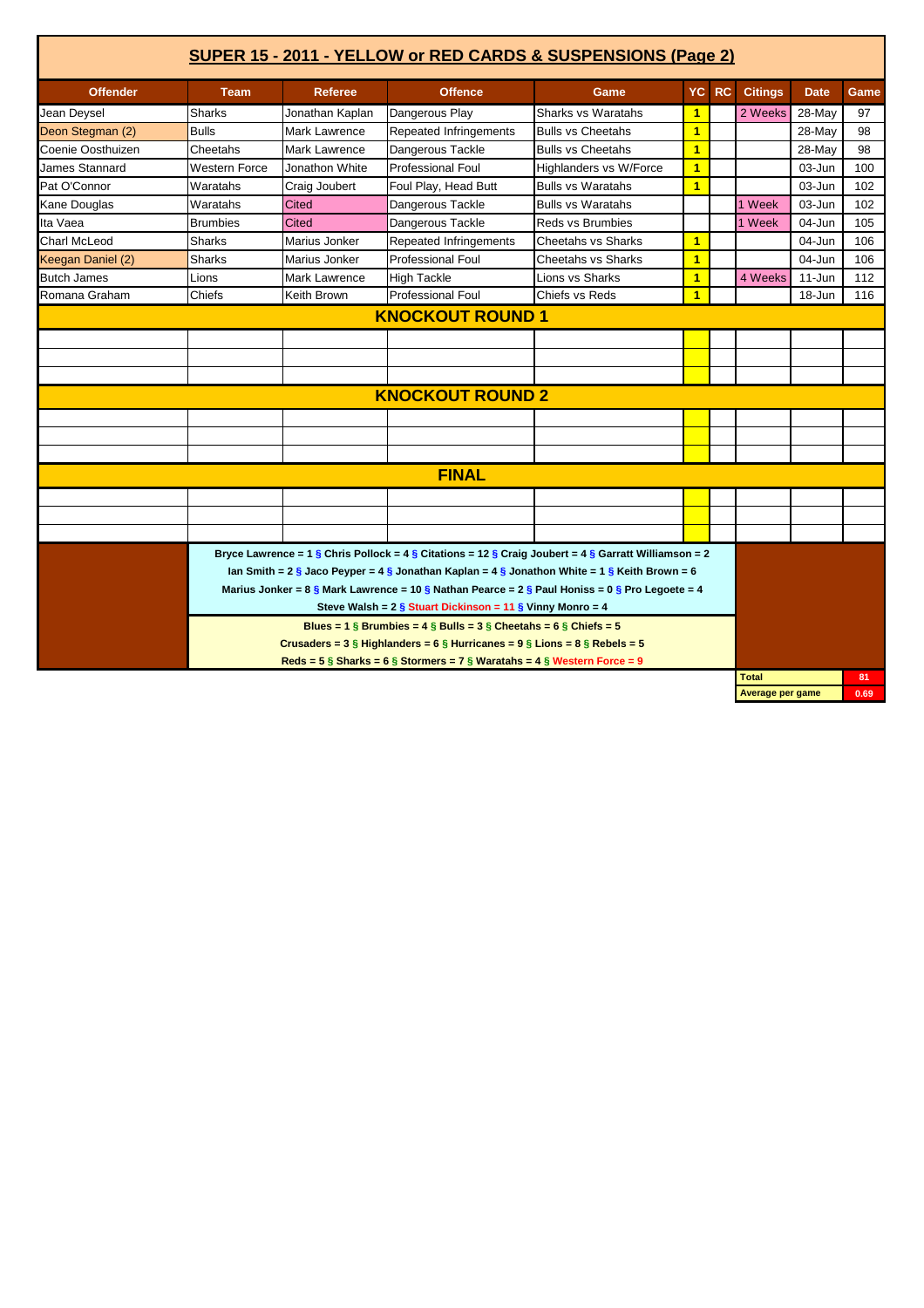# SUPER 15 - 2011 - YELLOW or RED CARDS & SUSPENSIONS (Page 2)

| Offender | Team | Referee | Offence | Game | YC | RC | Citings | Date | Game |
|---|---|---|---|---|---|---|---|---|---|
| Jean Deysel | Sharks | Jonathan Kaplan | Dangerous Play | Sharks vs Waratahs | 1 | | 2 Weeks | 28-May | 97 |
| Deon Stegman (2) | Bulls | Mark Lawrence | Repeated Infringements | Bulls vs Cheetahs | 1 | | | 28-May | 98 |
| Coenie Oosthuizen | Cheetahs | Mark Lawrence | Dangerous Tackle | Bulls vs Cheetahs | 1 | | | 28-May | 98 |
| James Stannard | Western Force | Jonathon White | Professional Foul | Highlanders vs W/Force | 1 | | | 03-Jun | 100 |
| Pat O'Connor | Waratahs | Craig Joubert | Foul Play, Head Butt | Bulls vs Waratahs | 1 | | | 03-Jun | 102 |
| Kane Douglas | Waratahs | Cited | Dangerous Tackle | Bulls vs Waratahs | | | 1 Week | 03-Jun | 102 |
| Ita Vaea | Brumbies | Cited | Dangerous Tackle | Reds vs Brumbies | | | 1 Week | 04-Jun | 105 |
| Charl McLeod | Sharks | Marius Jonker | Repeated Infringements | Cheetahs vs Sharks | 1 | | | 04-Jun | 106 |
| Keegan Daniel (2) | Sharks | Marius Jonker | Professional Foul | Cheetahs vs Sharks | 1 | | | 04-Jun | 106 |
| Butch James | Lions | Mark Lawrence | High Tackle | Lions vs Sharks | 1 | | 4 Weeks | 11-Jun | 112 |
| Romana Graham | Chiefs | Keith Brown | Professional Foul | Chiefs vs Reds | 1 | | | 18-Jun | 116 |
| **KNOCKOUT ROUND 1** | | | | | | | | | |
| | | | | | | | | | |
| | | | | | | | | | |
| | | | | | | | | | |
| **KNOCKOUT ROUND 2** | | | | | | | | | |
| | | | | | | | | | |
| | | | | | | | | | |
| | | | | | | | | | |
| **FINAL** | | | | | | | | | |
| | | | | | | | | | |
| | | | | | | | | | |
| | | | | | | | | | |

**Bryce Lawrence = 1 § Chris Pollock = 4 § Citations = 12 § Craig Joubert = 4 § Garratt Williamson = 2**
**Ian Smith = 2 § Jaco Pepper = 4 § Jonathan Kaplan = 4 § Jonathon White = 1 § Keith Brown = 6**
**Marius Jonker = 8 § Mark Lawrence = 10 § Nathan Pearce = 2 § Paul Honiss = 0 § Pro Legoete = 4**
**Steve Walsh = 2 § Stuart Dickinson = 11 § Vinny Monro = 4**

**Blues = 1 § Brumbies = 4 § Bulls = 3 § Cheetahs = 6 § Chiefs = 5**
**Crusaders = 3 § Highlanders = 6 § Hurricanes = 9 § Lions = 8 § Rebels = 5**
**Reds = 5 § Sharks = 6 § Stormers = 7 § Waratahs = 4 § Western Force = 9**

| | |
|---|---|
| Total | 81 |
| Average per game | 0.69 |